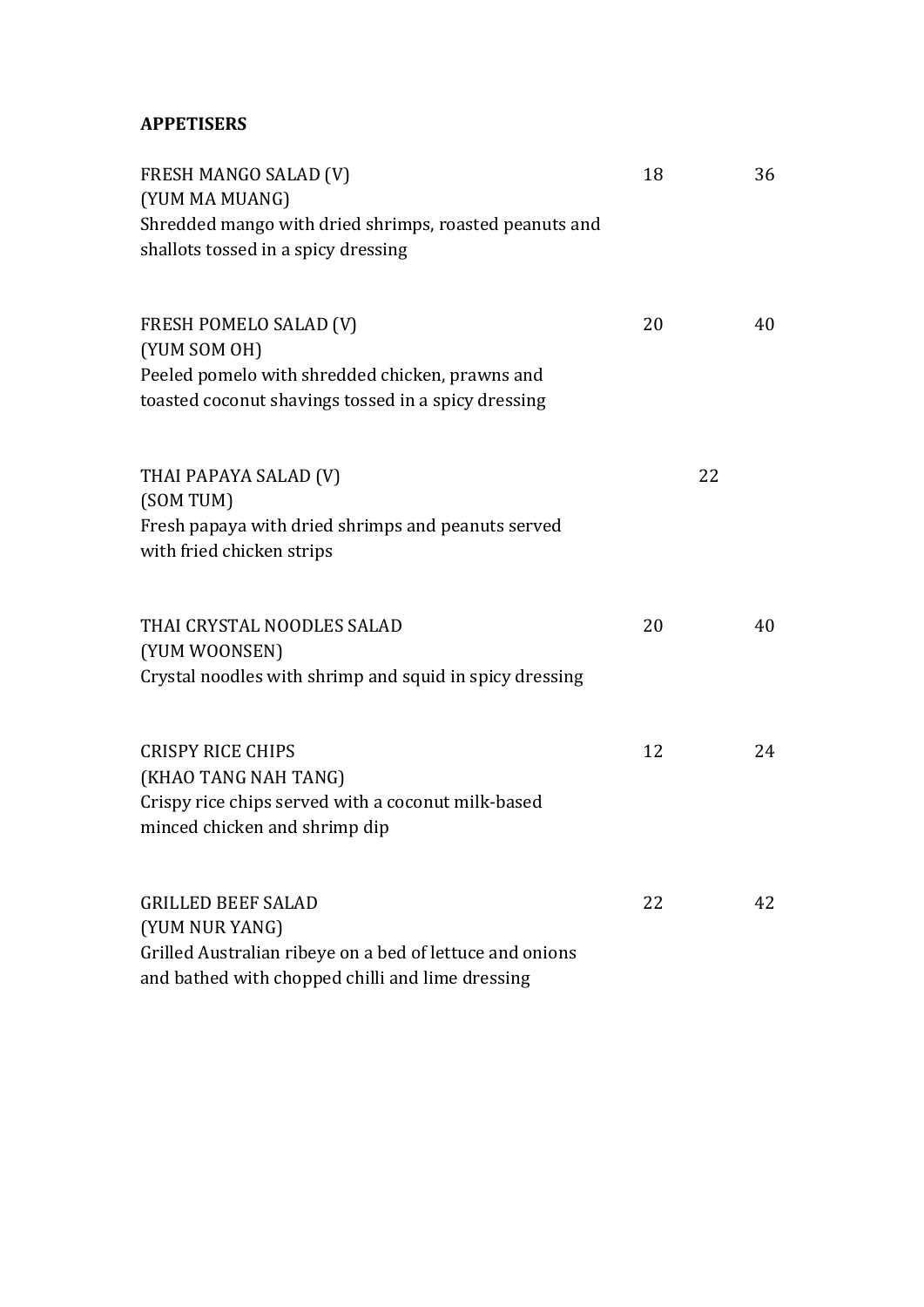**APPETISERS**

| | | | |
|---|---|---|---|
| FRESH MANGO SALAD (V)<br>(YUM MA MUANG)<br>Shredded mango with dried shrimps, roasted peanuts and shallots tossed in a spicy dressing | 18 | | 36 |
| FRESH POMELO SALAD (V)<br>(YUM SOM OH)<br>Peeled pomelo with shredded chicken, prawns and toasted coconut shavings tossed in a spicy dressing | 20 | | 40 |
| THAI PAPAYA SALAD (V)<br>(SOM TUM)<br>Fresh papaya with dried shrimps and peanuts served with fried chicken strips | | 22 | |
| THAI CRYSTAL NOODLES SALAD<br>(YUM WOONSEN)<br>Crystal noodles with shrimp and squid in spicy dressing | 20 | | 40 |
| CRISPY RICE CHIPS<br>(KHAO TANG NAH TANG)<br>Crispy rice chips served with a coconut milk-based minced chicken and shrimp dip | 12 | | 24 |
| GRILLED BEEF SALAD<br>(YUM NUR YANG)<br>Grilled Australian ribeye on a bed of lettuce and onions and bathed with chopped chilli and lime dressing | 22 | | 42 |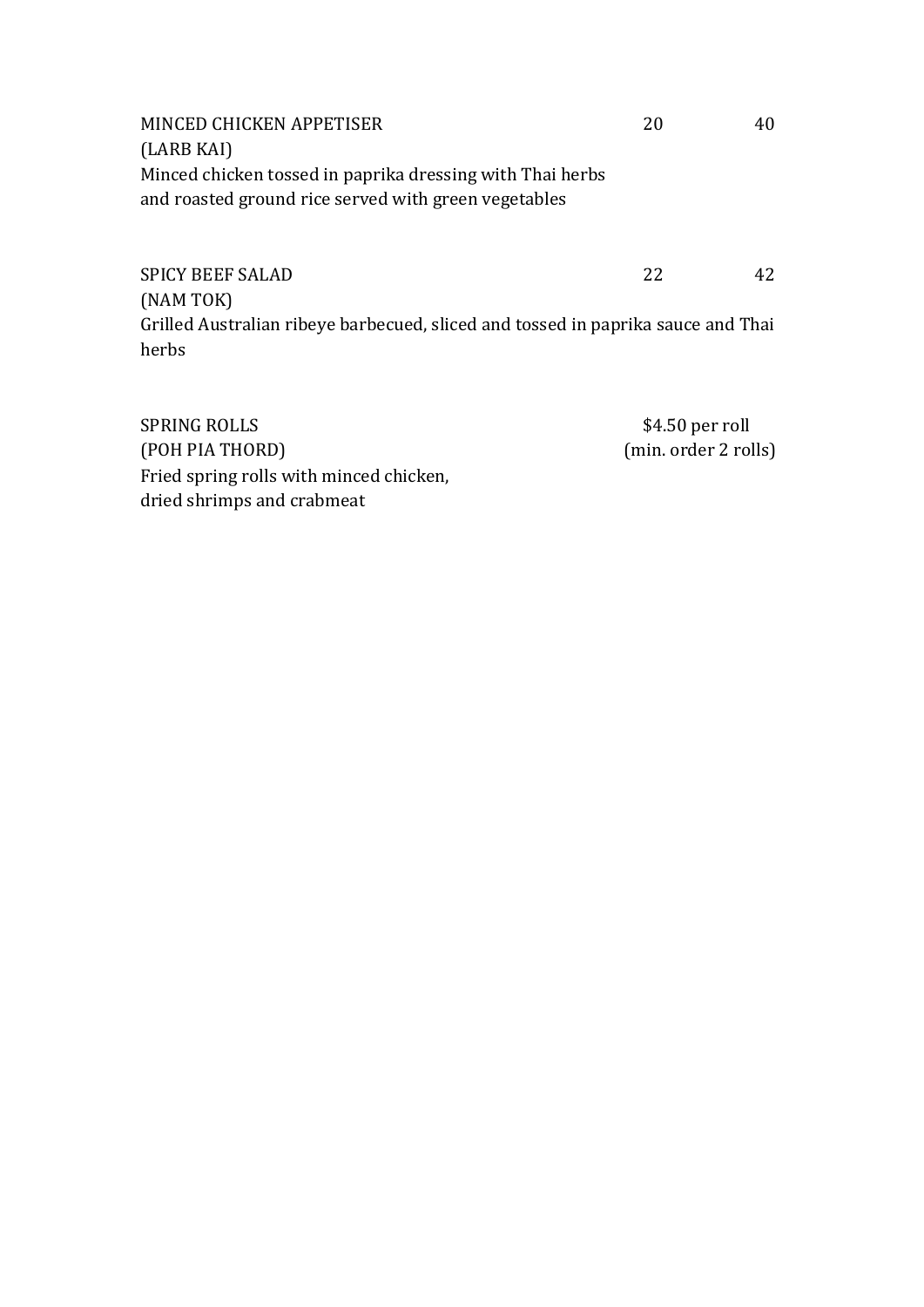MINCED CHICKEN APPETISER 20 40
(LARB KAI)
Minced chicken tossed in paprika dressing with Thai herbs and roasted ground rice served with green vegetables

SPICY BEEF SALAD 22 42
(NAM TOK)
Grilled Australian ribeye barbecued, sliced and tossed in paprika sauce and Thai herbs

SPRING ROLLS $4.50 per roll
(POH PIA THORD) (min. order 2 rolls)
Fried spring rolls with minced chicken, dried shrimps and crabmeat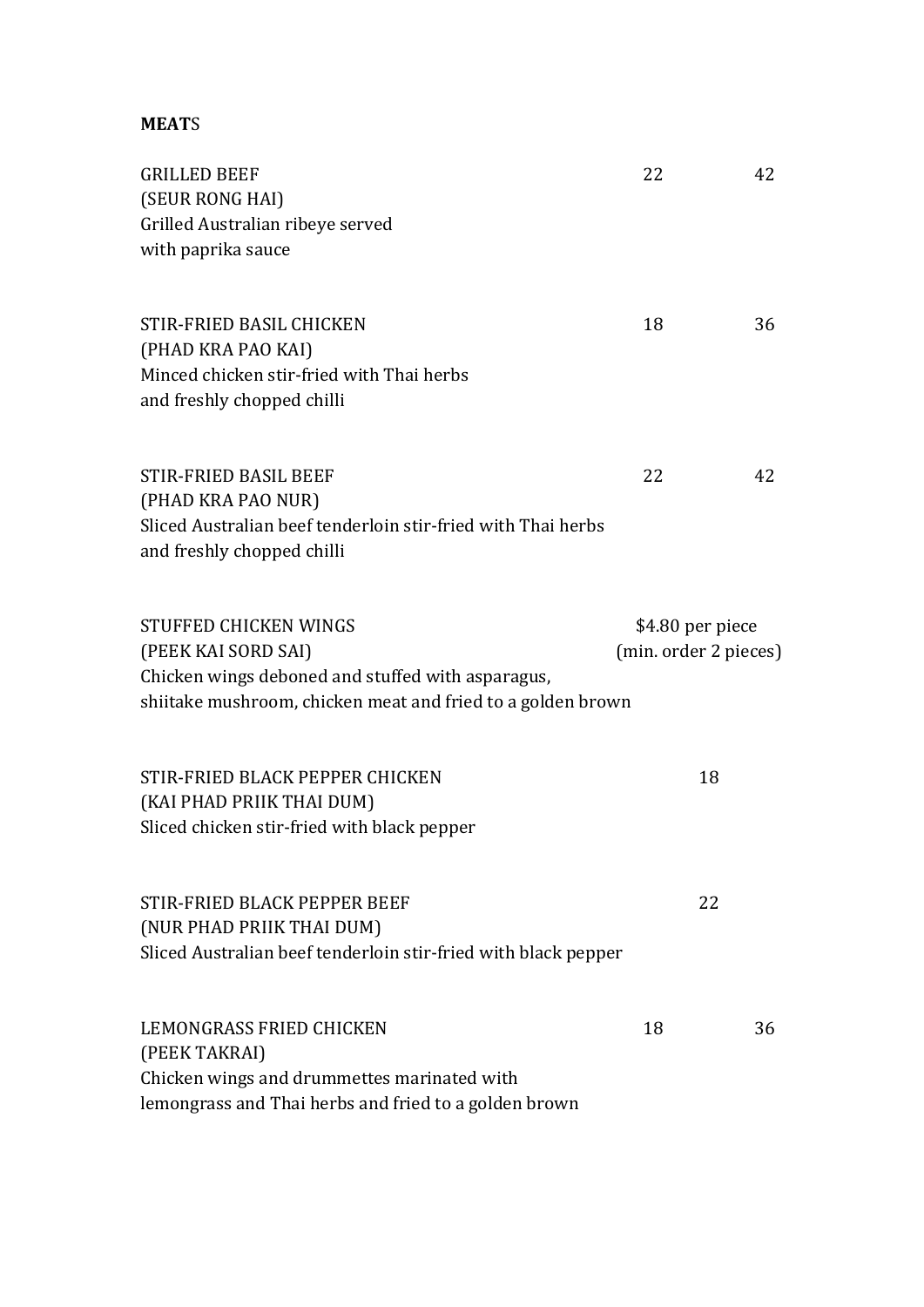**MEATS**

GRILLED BEEF 22 42
(SEUR RONG HAI)
Grilled Australian ribeye served
with paprika sauce

STIR-FRIED BASIL CHICKEN 18 36
(PHAD KRA PAO KAI)
Minced chicken stir-fried with Thai herbs
and freshly chopped chilli

STIR-FRIED BASIL BEEF 22 42
(PHAD KRA PAO NUR)
Sliced Australian beef tenderloin stir-fried with Thai herbs
and freshly chopped chilli

STUFFED CHICKEN WINGS $4.80 per piece
(PEEK KAI SORD SAI) (min. order 2 pieces)
Chicken wings deboned and stuffed with asparagus,
shiitake mushroom, chicken meat and fried to a golden brown

STIR-FRIED BLACK PEPPER CHICKEN 18
(KAI PHAD PRIIK THAI DUM)
Sliced chicken stir-fried with black pepper

STIR-FRIED BLACK PEPPER BEEF 22
(NUR PHAD PRIIK THAI DUM)
Sliced Australian beef tenderloin stir-fried with black pepper

LEMONGRASS FRIED CHICKEN 18 36
(PEEK TAKRAI)
Chicken wings and drummettes marinated with
lemongrass and Thai herbs and fried to a golden brown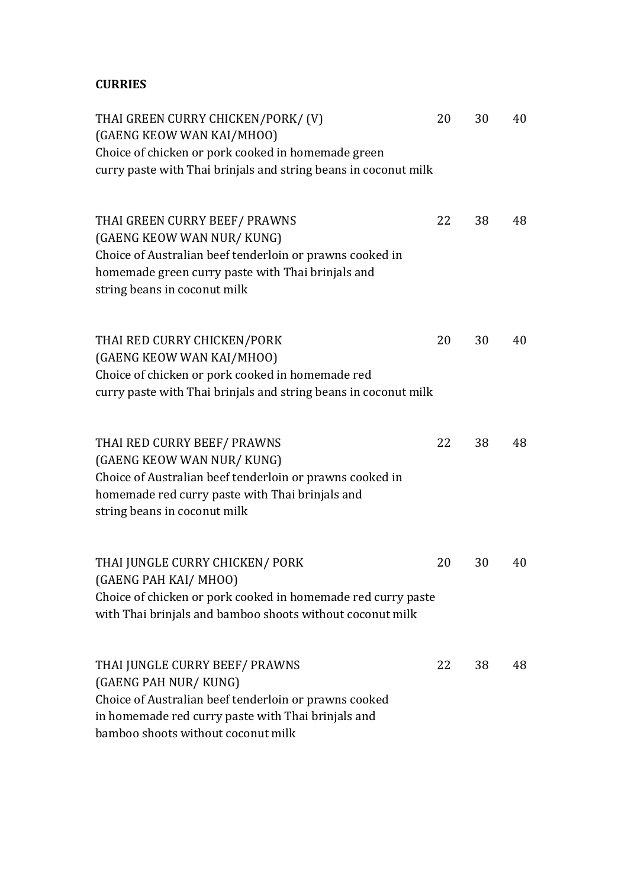**CURRIES**

| | | | |
|---|---|---|---|
| THAI GREEN CURRY CHICKEN/PORK/ (V)<br>(GAENG KEOW WAN KAI/MHOO)<br>Choice of chicken or pork cooked in homemade green curry paste with Thai brinjals and string beans in coconut milk | 20 | 30 | 40 |
| THAI GREEN CURRY BEEF/ PRAWNS<br>(GAENG KEOW WAN NUR/ KUNG)<br>Choice of Australian beef tenderloin or prawns cooked in homemade green curry paste with Thai brinjals and string beans in coconut milk | 22 | 38 | 48 |
| THAI RED CURRY CHICKEN/PORK<br>(GAENG KEOW WAN KAI/MHOO)<br>Choice of chicken or pork cooked in homemade red curry paste with Thai brinjals and string beans in coconut milk | 20 | 30 | 40 |
| THAI RED CURRY BEEF/ PRAWNS<br>(GAENG KEOW WAN NUR/ KUNG)<br>Choice of Australian beef tenderloin or prawns cooked in homemade red curry paste with Thai brinjals and string beans in coconut milk | 22 | 38 | 48 |
| THAI JUNGLE CURRY CHICKEN/ PORK<br>(GAENG PAH KAI/ MHOO)<br>Choice of chicken or pork cooked in homemade red curry paste with Thai brinjals and bamboo shoots without coconut milk | 20 | 30 | 40 |
| THAI JUNGLE CURRY BEEF/ PRAWNS<br>(GAENG PAH NUR/ KUNG)<br>Choice of Australian beef tenderloin or prawns cooked in homemade red curry paste with Thai brinjals and bamboo shoots without coconut milk | 22 | 38 | 48 |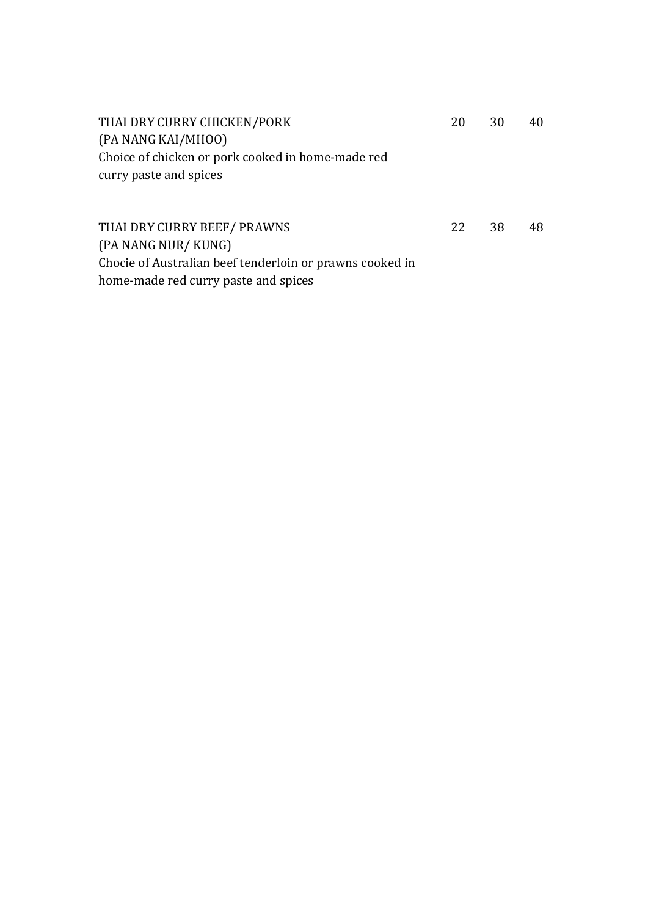| | | | |
|---|---|---|---|
| THAI DRY CURRY CHICKEN/PORK<br>(PA NANG KAI/MHOO)<br>Choice of chicken or pork cooked in home-made red curry paste and spices | 20 | 30 | 40 |
| THAI DRY CURRY BEEF/ PRAWNS<br>(PA NANG NUR/ KUNG)<br>Chocie of Australian beef tenderloin or prawns cooked in home-made red curry paste and spices | 22 | 38 | 48 |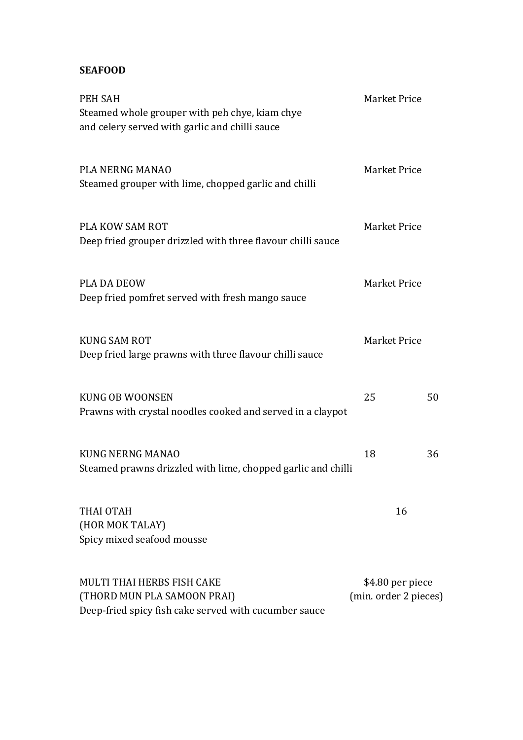**SEAFOOD**

| Item | | |
|---|---|---|
| PEH SAH<br>Steamed whole grouper with peh chye, kiam chye and celery served with garlic and chilli sauce | Market Price | |
| PLA NERNG MANAO<br>Steamed grouper with lime, chopped garlic and chilli | Market Price | |
| PLA KOW SAM ROT<br>Deep fried grouper drizzled with three flavour chilli sauce | Market Price | |
| PLA DA DEOW<br>Deep fried pomfret served with fresh mango sauce | Market Price | |
| KUNG SAM ROT<br>Deep fried large prawns with three flavour chilli sauce | Market Price | |
| KUNG OB WOONSEN<br>Prawns with crystal noodles cooked and served in a claypot | 25 | 50 |
| KUNG NERNG MANAO<br>Steamed prawns drizzled with lime, chopped garlic and chilli | 18 | 36 |
| THAI OTAH<br>(HOR MOK TALAY)<br>Spicy mixed seafood mousse | 16 | |
| MULTI THAI HERBS FISH CAKE<br>(THORD MUN PLA SAMOON PRAI)<br>Deep-fried spicy fish cake served with cucumber sauce | $4.80 per piece<br>(min. order 2 pieces) | |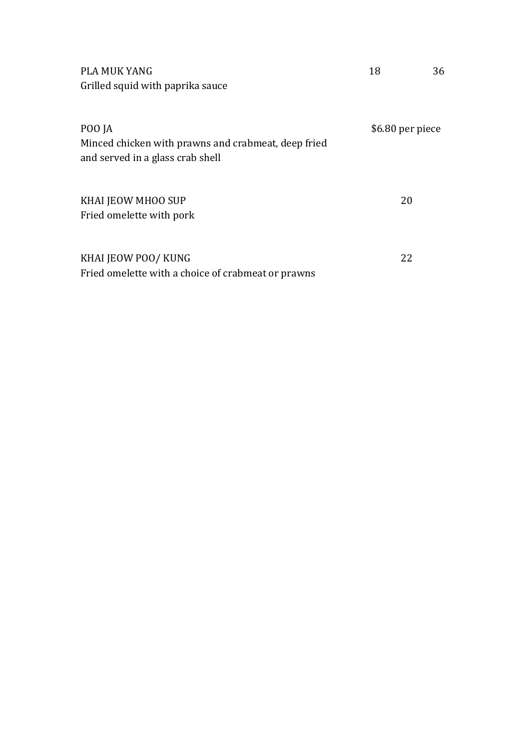PLA MUK YANG 18 36
Grilled squid with paprika sauce

POO JA $6.80 per piece
Minced chicken with prawns and crabmeat, deep fried and served in a glass crab shell

KHAI JEOW MHOO SUP 20
Fried omelette with pork

KHAI JEOW POO/ KUNG 22
Fried omelette with a choice of crabmeat or prawns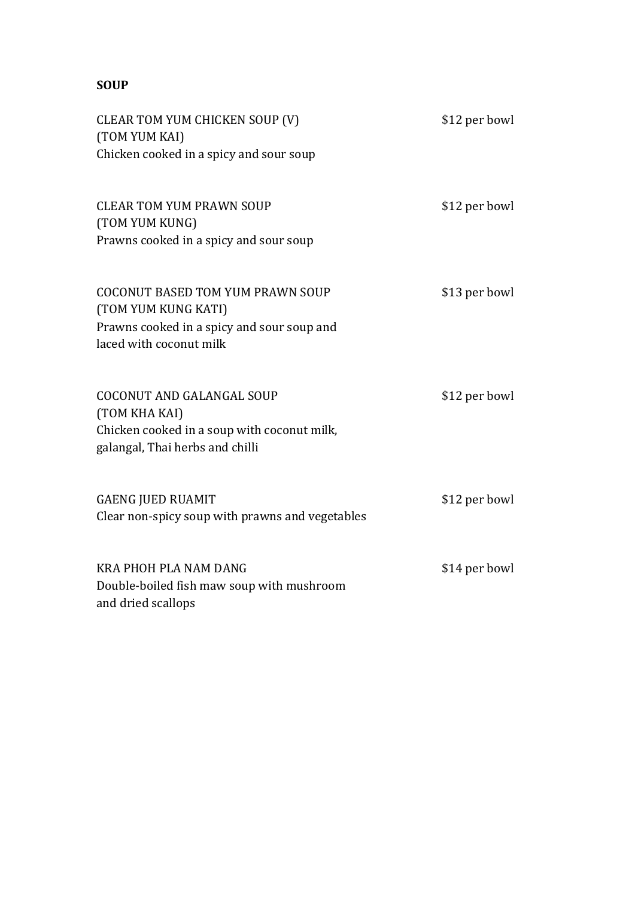**SOUP**

CLEAR TOM YUM CHICKEN SOUP (V) — $12 per bowl
(TOM YUM KAI)
Chicken cooked in a spicy and sour soup

CLEAR TOM YUM PRAWN SOUP — $12 per bowl
(TOM YUM KUNG)
Prawns cooked in a spicy and sour soup

COCONUT BASED TOM YUM PRAWN SOUP — $13 per bowl
(TOM YUM KUNG KATI)
Prawns cooked in a spicy and sour soup and laced with coconut milk

COCONUT AND GALANGAL SOUP — $12 per bowl
(TOM KHA KAI)
Chicken cooked in a soup with coconut milk, galangal, Thai herbs and chilli

GAENG JUED RUAMIT — $12 per bowl
Clear non-spicy soup with prawns and vegetables

KRA PHOH PLA NAM DANG — $14 per bowl
Double-boiled fish maw soup with mushroom and dried scallops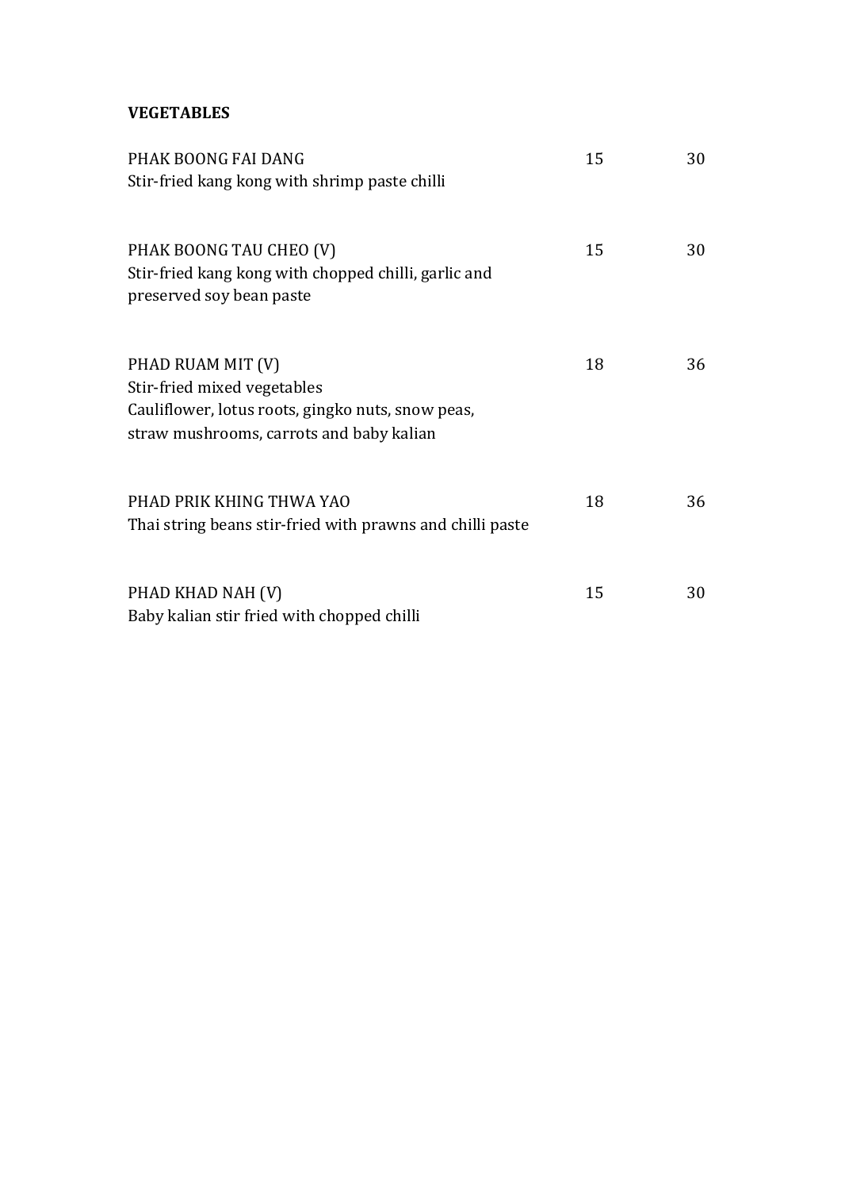**VEGETABLES**

| | | |
|---|---|---|
| PHAK BOONG FAI DANG<br>Stir-fried kang kong with shrimp paste chilli | 15 | 30 |
| PHAK BOONG TAU CHEO (V)<br>Stir-fried kang kong with chopped chilli, garlic and preserved soy bean paste | 15 | 30 |
| PHAD RUAM MIT (V)<br>Stir-fried mixed vegetables<br>Cauliflower, lotus roots, gingko nuts, snow peas, straw mushrooms, carrots and baby kalian | 18 | 36 |
| PHAD PRIK KHING THWA YAO<br>Thai string beans stir-fried with prawns and chilli paste | 18 | 36 |
| PHAD KHAD NAH (V)<br>Baby kalian stir fried with chopped chilli | 15 | 30 |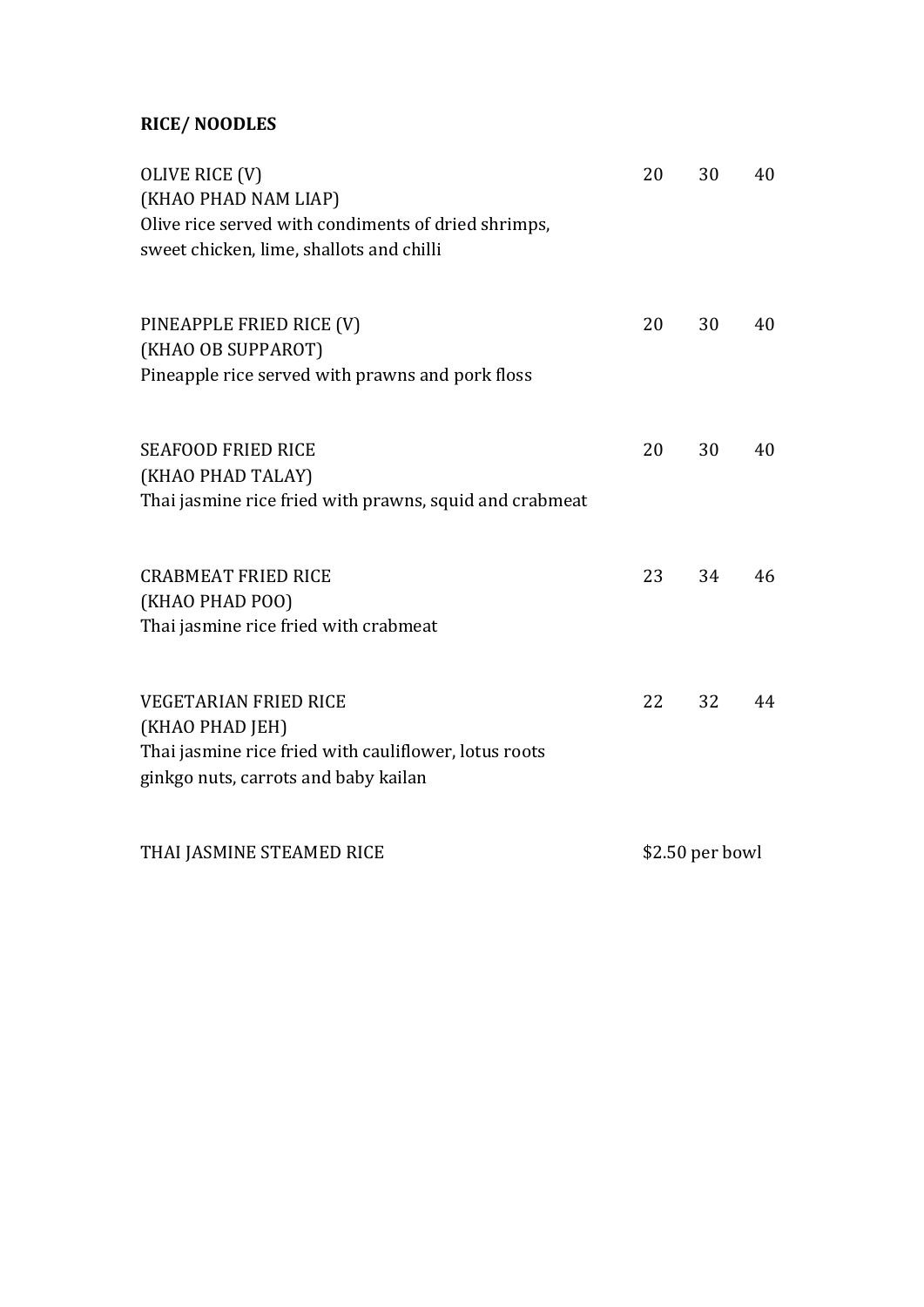**RICE/ NOODLES**

| | | | |
|---|---|---|---|
| OLIVE RICE (V)<br>(KHAO PHAD NAM LIAP)<br>Olive rice served with condiments of dried shrimps, sweet chicken, lime, shallots and chilli | 20 | 30 | 40 |
| PINEAPPLE FRIED RICE (V)<br>(KHAO OB SUPPAROT)<br>Pineapple rice served with prawns and pork floss | 20 | 30 | 40 |
| SEAFOOD FRIED RICE<br>(KHAO PHAD TALAY)<br>Thai jasmine rice fried with prawns, squid and crabmeat | 20 | 30 | 40 |
| CRABMEAT FRIED RICE<br>(KHAO PHAD POO)<br>Thai jasmine rice fried with crabmeat | 23 | 34 | 46 |
| VEGETARIAN FRIED RICE<br>(KHAO PHAD JEH)<br>Thai jasmine rice fried with cauliflower, lotus roots ginkgo nuts, carrots and baby kailan | 22 | 32 | 44 |
| THAI JASMINE STEAMED RICE | $2.50 per bowl | | |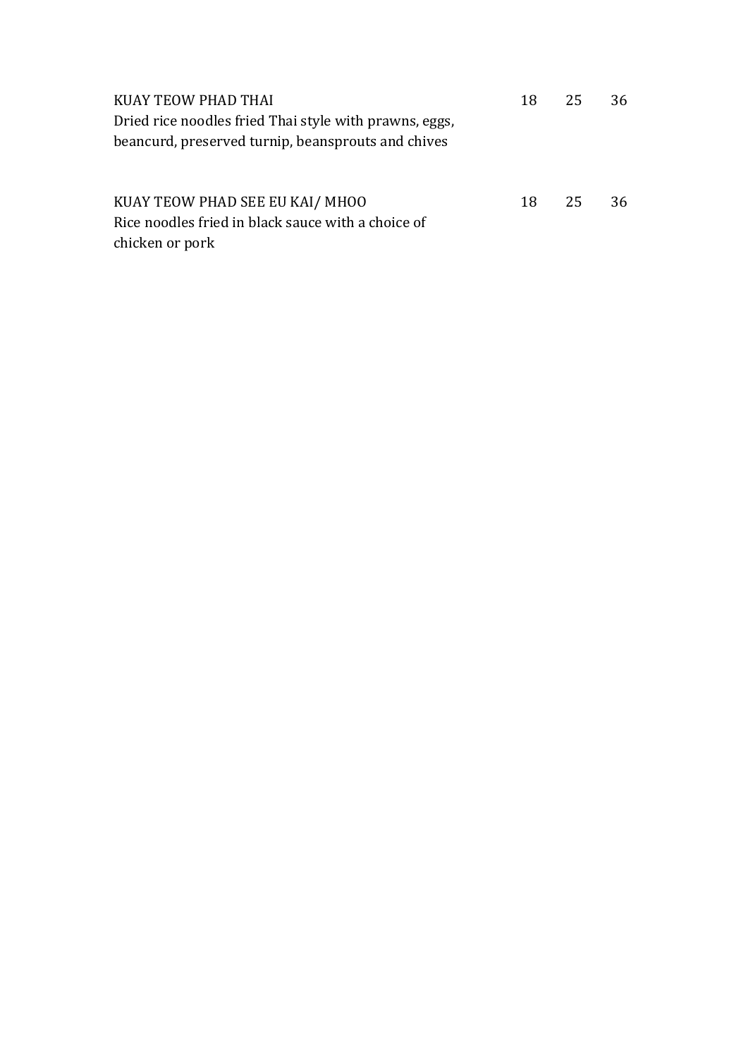| | | | |
|---|---|---|---|
| KUAY TEOW PHAD THAI<br>Dried rice noodles fried Thai style with prawns, eggs, beancurd, preserved turnip, beansprouts and chives | 18 | 25 | 36 |
| KUAY TEOW PHAD SEE EU KAI/ MHOO<br>Rice noodles fried in black sauce with a choice of chicken or pork | 18 | 25 | 36 |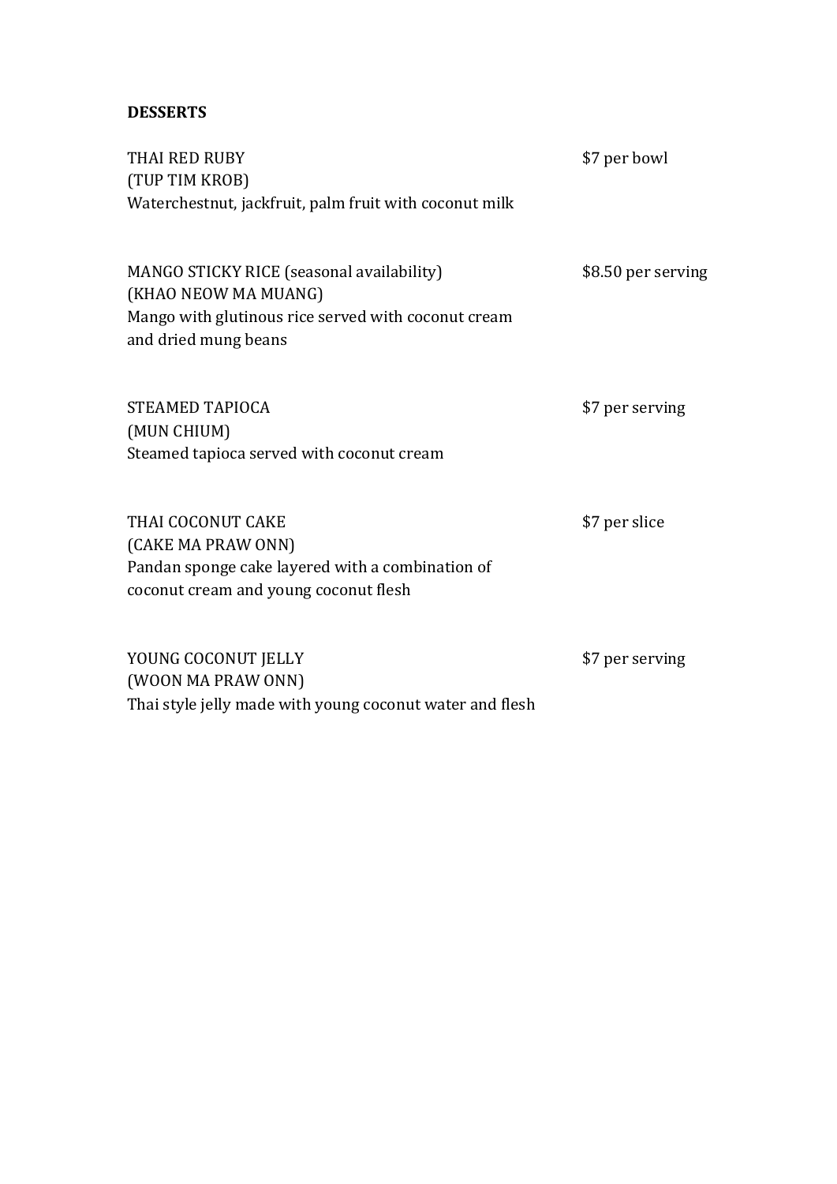**DESSERTS**

THAI RED RUBY — $7 per bowl
(TUP TIM KROB)
Waterchestnut, jackfruit, palm fruit with coconut milk

MANGO STICKY RICE (seasonal availability) — $8.50 per serving
(KHAO NEOW MA MUANG)
Mango with glutinous rice served with coconut cream and dried mung beans

STEAMED TAPIOCA — $7 per serving
(MUN CHIUM)
Steamed tapioca served with coconut cream

THAI COCONUT CAKE — $7 per slice
(CAKE MA PRAW ONN)
Pandan sponge cake layered with a combination of coconut cream and young coconut flesh

YOUNG COCONUT JELLY — $7 per serving
(WOON MA PRAW ONN)
Thai style jelly made with young coconut water and flesh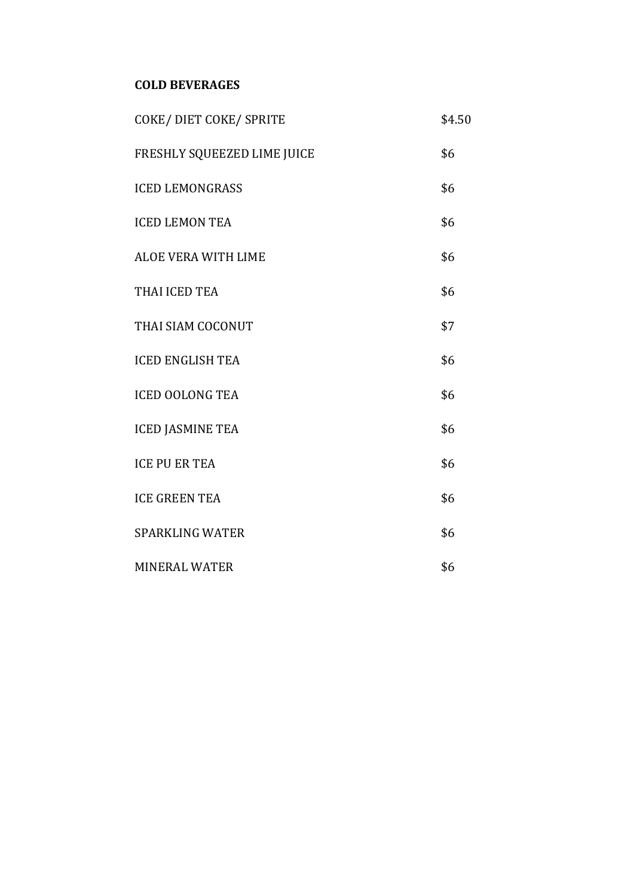**COLD BEVERAGES**

| | |
|---|---|
| COKE/ DIET COKE/ SPRITE | $4.50 |
| FRESHLY SQUEEZED LIME JUICE | $6 |
| ICED LEMONGRASS | $6 |
| ICED LEMON TEA | $6 |
| ALOE VERA WITH LIME | $6 |
| THAI ICED TEA | $6 |
| THAI SIAM COCONUT | $7 |
| ICED ENGLISH TEA | $6 |
| ICED OOLONG TEA | $6 |
| ICED JASMINE TEA | $6 |
| ICE PU ER TEA | $6 |
| ICE GREEN TEA | $6 |
| SPARKLING WATER | $6 |
| MINERAL WATER | $6 |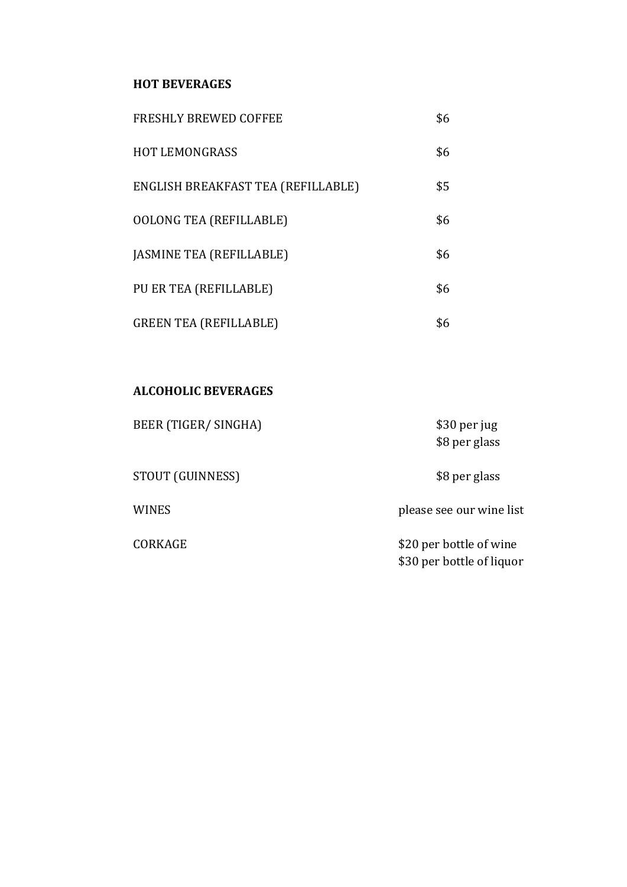## HOT BEVERAGES

| | |
|---|---|
| FRESHLY BREWED COFFEE | $6 |
| HOT LEMONGRASS | $6 |
| ENGLISH BREAKFAST TEA (REFILLABLE) | $5 |
| OOLONG TEA (REFILLABLE) | $6 |
| JASMINE TEA (REFILLABLE) | $6 |
| PU ER TEA (REFILLABLE) | $6 |
| GREEN TEA (REFILLABLE) | $6 |

## ALCOHOLIC BEVERAGES

| | |
|---|---|
| BEER (TIGER/ SINGHA) | $30 per jug<br>$8 per glass |
| STOUT (GUINNESS) | $8 per glass |
| WINES | please see our wine list |
| CORKAGE | $20 per bottle of wine<br>$30 per bottle of liquor |